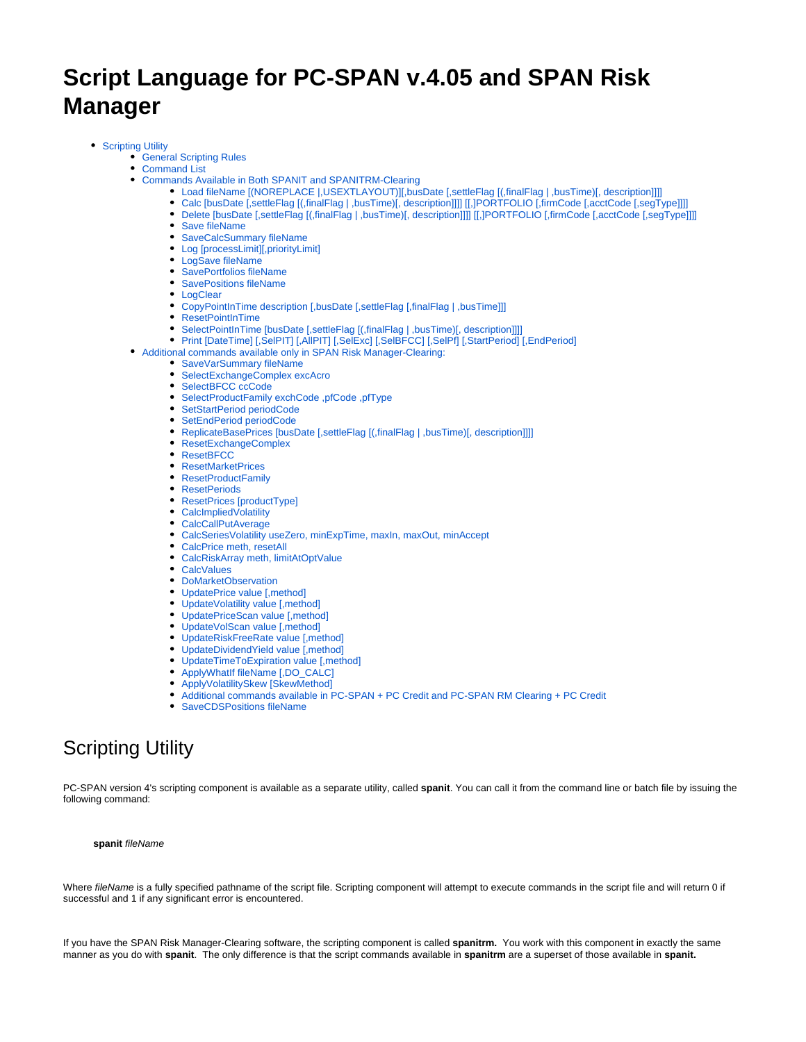# Script Language for PC-SPAN v.4.05 and SPAN Risk Manager

- Scripting Utility
  - General Scripting Rules
  - Command List
  - Commands Available in Both SPANIT and SPANITRM-Clearing
    - Load fileName [(NOREPLACE |,USEXTLAYOUT)][,busDate [,settleFlag [(,finalFlag | ,busTime)[, description]]]]
    - Calc [busDate [,settleFlag [(,finalFlag | ,busTime)[, description]]]] [[,]PORTFOLIO [,firmCode [,acctCode [,segType]]]]
    - Delete [busDate [,settleFlag [(,finalFlag | ,busTime)[, description]]]] [[,]PORTFOLIO [,firmCode [,acctCode [,segType]]]]
    - Save fileName
    - SaveCalcSummary fileName
    - Log [processLimit][,priorityLimit]
    - LogSave fileName
    - SavePortfolios fileName
    - SavePositions fileName
    - LogClear
    - CopyPointInTime description [,busDate [,settleFlag [,finalFlag | ,busTime]]]
    - ResetPointInTime
    - SelectPointInTime [busDate [,settleFlag [(,finalFlag | ,busTime)[, description]]]]
    - Print [DateTime] [,SelPIT] [,AllPIT] [,SelExc] [,SelBFCC] [,SelPf] [,StartPeriod] [,EndPeriod]
  - Additional commands available only in SPAN Risk Manager-Clearing:
    - SaveVarSummary fileName
    - SelectExchangeComplex excAcro
    - SelectBFCC ccCode
    - SelectProductFamily exchCode ,pfCode ,pfType
    - SetStartPeriod periodCode
    - SetEndPeriod periodCode
    - ReplicateBasePrices [busDate [,settleFlag [(,finalFlag | ,busTime)[, description]]]]
    - ResetExchangeComplex
    - ResetBFCC
    - ResetMarketPrices
    - ResetProductFamily
    - ResetPeriods
    - ResetPrices [productType]
    - CalcImpliedVolatility
    - CalcCallPutAverage
    - CalcSeriesVolatility useZero, minExpTime, maxIn, maxOut, minAccept
    - CalcPrice meth, resetAll
    - CalcRiskArray meth, limitAtOptValue
    - CalcValues
    - DoMarketObservation
    - UpdatePrice value [,method]
    - UpdateVolatility value [,method]
    - UpdatePriceScan value [,method]
    - UpdateVolScan value [,method]
    - UpdateRiskFreeRate value [,method]
    - UpdateDividendYield value [,method]
    - UpdateTimeToExpiration value [,method]
    - ApplyWhatIf fileName [,DO_CALC]
    - ApplyVolatilitySkew [SkewMethod]
    - Additional commands available in PC-SPAN + PC Credit and PC-SPAN RM Clearing + PC Credit
    - SaveCDSPositions fileName

## Scripting Utility

PC-SPAN version 4's scripting component is available as a separate utility, called **spanit**. You can call it from the command line or batch file by issuing the following command:

**spanit** *fileName*

Where *fileName* is a fully specified pathname of the script file. Scripting component will attempt to execute commands in the script file and will return 0 if successful and 1 if any significant error is encountered.

If you have the SPAN Risk Manager-Clearing software, the scripting component is called **spanitrm.** You work with this component in exactly the same manner as you do with **spanit**. The only difference is that the script commands available in **spanitrm** are a superset of those available in **spanit.**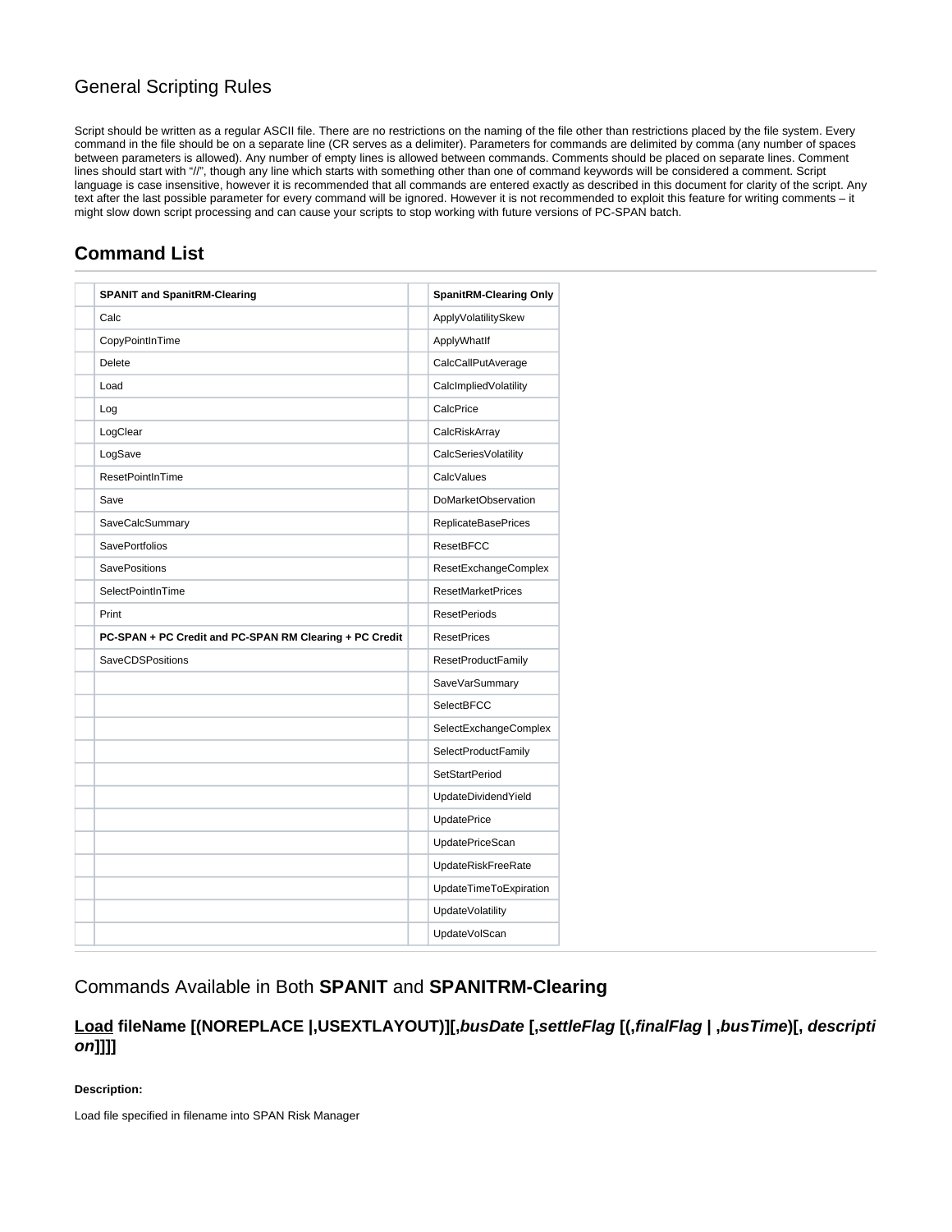## General Scripting Rules

Script should be written as a regular ASCII file. There are no restrictions on the naming of the file other than restrictions placed by the file system. Every command in the file should be on a separate line (CR serves as a delimiter). Parameters for commands are delimited by comma (any number of spaces between parameters is allowed). Any number of empty lines is allowed between commands. Comments should be placed on separate lines. Comment lines should start with "//", though any line which starts with something other than one of command keywords will be considered a comment. Script language is case insensitive, however it is recommended that all commands are entered exactly as described in this document for clarity of the script. Any text after the last possible parameter for every command will be ignored. However it is not recommended to exploit this feature for writing comments – it might slow down script processing and can cause your scripts to stop working with future versions of PC-SPAN batch.

## Command List

| | **SPANIT and SpanitRM-Clearing** | | **SpanitRM-Clearing Only** |
|---|---|---|---|
| | Calc | | ApplyVolatilitySkew |
| | CopyPointInTime | | ApplyWhatIf |
| | Delete | | CalcCallPutAverage |
| | Load | | CalcImpliedVolatility |
| | Log | | CalcPrice |
| | LogClear | | CalcRiskArray |
| | LogSave | | CalcSeriesVolatility |
| | ResetPointInTime | | CalcValues |
| | Save | | DoMarketObservation |
| | SaveCalcSummary | | ReplicateBasePrices |
| | SavePortfolios | | ResetBFCC |
| | SavePositions | | ResetExchangeComplex |
| | SelectPointInTime | | ResetMarketPrices |
| | Print | | ResetPeriods |
| | **PC-SPAN + PC Credit and PC-SPAN RM Clearing + PC Credit** | | ResetPrices |
| | SaveCDSPositions | | ResetProductFamily |
| | | | SaveVarSummary |
| | | | SelectBFCC |
| | | | SelectExchangeComplex |
| | | | SelectProductFamily |
| | | | SetStartPeriod |
| | | | UpdateDividendYield |
| | | | UpdatePrice |
| | | | UpdatePriceScan |
| | | | UpdateRiskFreeRate |
| | | | UpdateTimeToExpiration |
| | | | UpdateVolatility |
| | | | UpdateVolScan |

## Commands Available in Both **SPANIT** and **SPANITRM-Clearing**

### <u>Load</u> fileName [(NOREPLACE |,USEXTLAYOUT)][,*busDate* [,*settleFlag* [(,*finalFlag* | ,*busTime*)][, *description*]]]]

**Description:**

Load file specified in filename into SPAN Risk Manager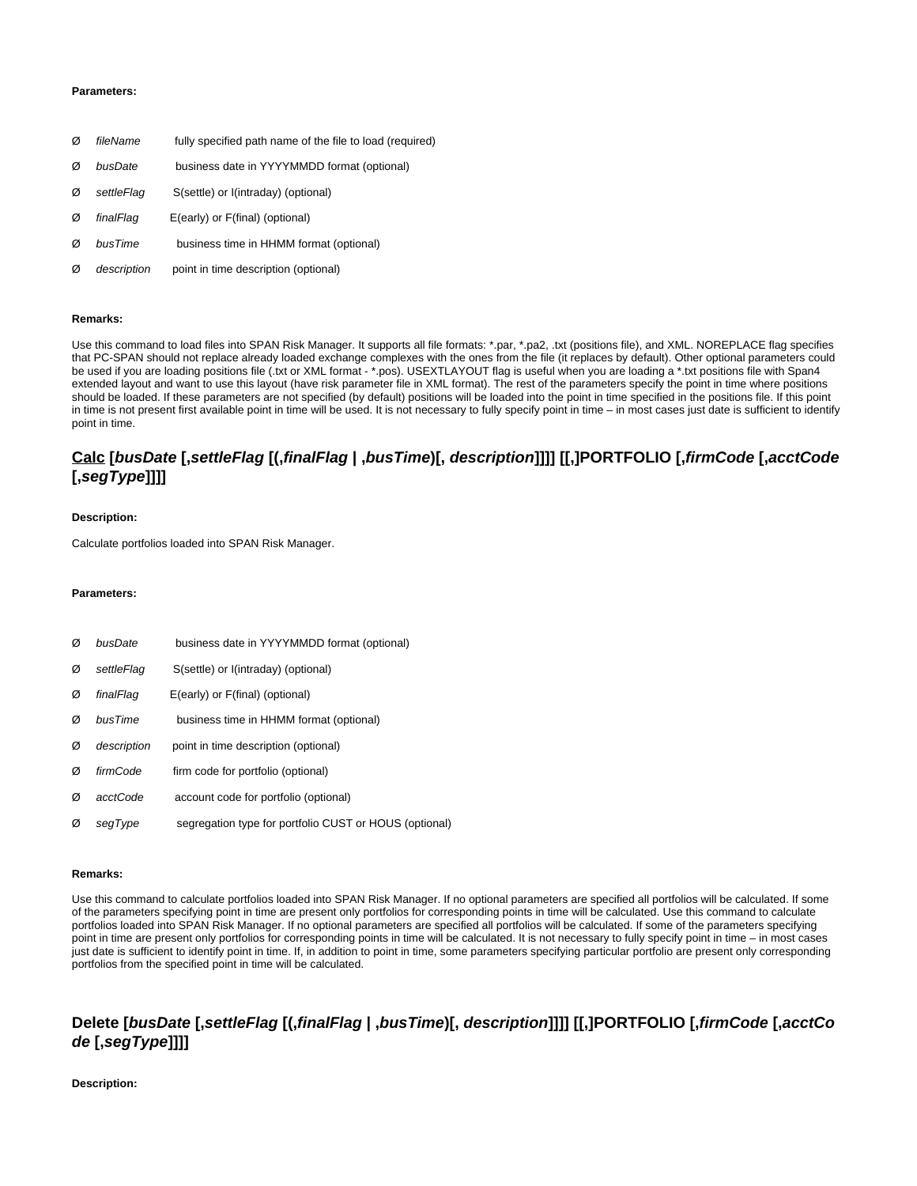**Parameters:**

- Ø *fileName* fully specified path name of the file to load (required)
- Ø *busDate* business date in YYYYMMDD format (optional)
- Ø *settleFlag* S(settle) or I(intraday) (optional)
- Ø *finalFlag* E(early) or F(final) (optional)
- Ø *busTime* business time in HHMM format (optional)
- Ø *description* point in time description (optional)

**Remarks:**

Use this command to load files into SPAN Risk Manager. It supports all file formats: *.par, *.pa2, .txt (positions file), and XML. NOREPLACE flag specifies that PC-SPAN should not replace already loaded exchange complexes with the ones from the file (it replaces by default). Other optional parameters could be used if you are loading positions file (.txt or XML format - *.pos). USEXTLAYOUT flag is useful when you are loading a *.txt positions file with Span4 extended layout and want to use this layout (have risk parameter file in XML format). The rest of the parameters specify the point in time where positions should be loaded. If these parameters are not specified (by default) positions will be loaded into the point in time specified in the positions file. If this point in time is not present first available point in time will be used. It is not necessary to fully specify point in time – in most cases just date is sufficient to identify point in time.

## <u>Calc</u> [*busDate* [,*settleFlag* [(,*finalFlag* | ,*busTime*)[, *description*]]]] [[,]PORTFOLIO [,*firmCode* [,*acctCode* [,*segType*]]]]

**Description:**

Calculate portfolios loaded into SPAN Risk Manager.

**Parameters:**

- Ø *busDate* business date in YYYYMMDD format (optional)
- Ø *settleFlag* S(settle) or I(intraday) (optional)
- Ø *finalFlag* E(early) or F(final) (optional)
- Ø *busTime* business time in HHMM format (optional)
- Ø *description* point in time description (optional)
- Ø *firmCode* firm code for portfolio (optional)
- Ø *acctCode* account code for portfolio (optional)
- Ø *segType* segregation type for portfolio CUST or HOUS (optional)

**Remarks:**

Use this command to calculate portfolios loaded into SPAN Risk Manager. If no optional parameters are specified all portfolios will be calculated. If some of the parameters specifying point in time are present only portfolios for corresponding points in time will be calculated. Use this command to calculate portfolios loaded into SPAN Risk Manager. If no optional parameters are specified all portfolios will be calculated. If some of the parameters specifying point in time are present only portfolios for corresponding points in time will be calculated. It is not necessary to fully specify point in time – in most cases just date is sufficient to identify point in time. If, in addition to point in time, some parameters specifying particular portfolio are present only corresponding portfolios from the specified point in time will be calculated.

## Delete [*busDate* [,*settleFlag* [(,*finalFlag* | ,*busTime*)[, *description*]]]] [[,]PORTFOLIO [,*firmCode* [,*acctCode* [,*segType*]]]]

**Description:**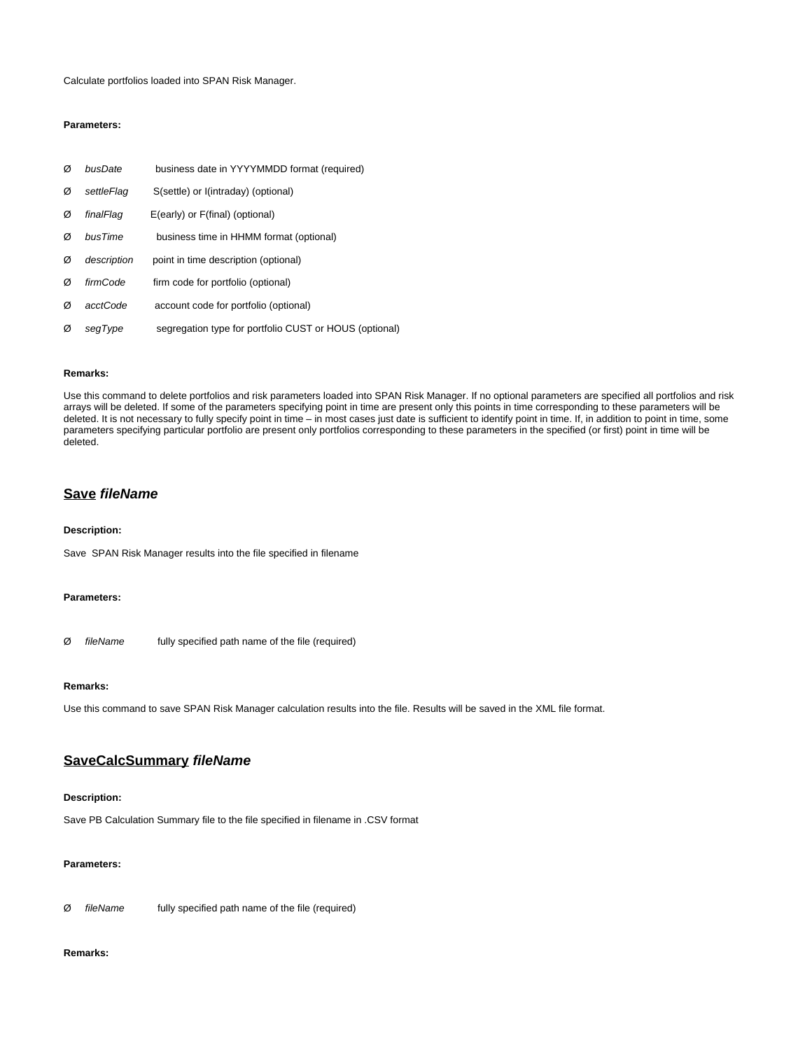Calculate portfolios loaded into SPAN Risk Manager.

**Parameters:**

- Ø *busDate* business date in YYYYMMDD format (required)
- Ø *settleFlag* S(settle) or I(intraday) (optional)
- Ø *finalFlag* E(early) or F(final) (optional)
- Ø *busTime* business time in HHMM format (optional)
- Ø *description* point in time description (optional)
- Ø *firmCode* firm code for portfolio (optional)
- Ø *acctCode* account code for portfolio (optional)
- Ø *segType* segregation type for portfolio CUST or HOUS (optional)

**Remarks:**

Use this command to delete portfolios and risk parameters loaded into SPAN Risk Manager. If no optional parameters are specified all portfolios and risk arrays will be deleted. If some of the parameters specifying point in time are present only this points in time corresponding to these parameters will be deleted. It is not necessary to fully specify point in time – in most cases just date is sufficient to identify point in time. If, in addition to point in time, some parameters specifying particular portfolio are present only portfolios corresponding to these parameters in the specified (or first) point in time will be deleted.

## <u>Save</u> ***fileName***

**Description:**

Save SPAN Risk Manager results into the file specified in filename

**Parameters:**

- Ø *fileName* fully specified path name of the file (required)

**Remarks:**

Use this command to save SPAN Risk Manager calculation results into the file. Results will be saved in the XML file format.

## <u>SaveCalcSummary</u> ***fileName***

**Description:**

Save PB Calculation Summary file to the file specified in filename in .CSV format

**Parameters:**

- Ø *fileName* fully specified path name of the file (required)

**Remarks:**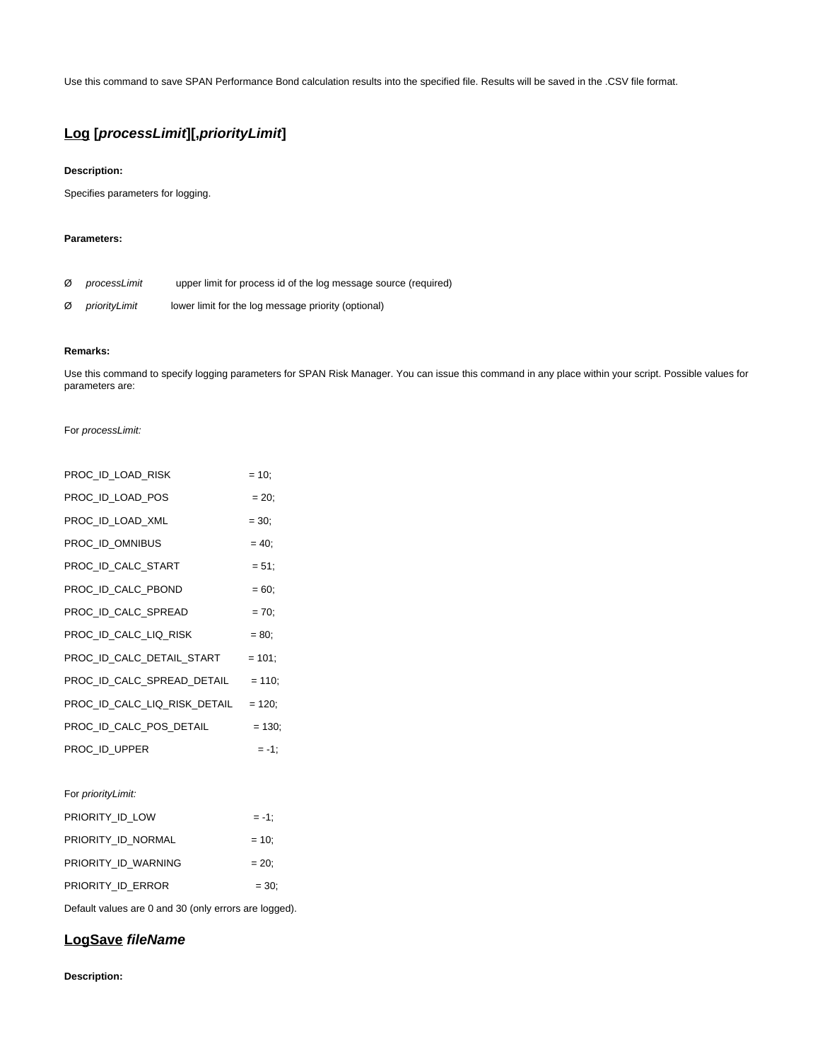Use this command to save SPAN Performance Bond calculation results into the specified file. Results will be saved in the .CSV file format.

## **Log** [***processLimit***][,***priorityLimit***]

**Description:**

Specifies parameters for logging.

**Parameters:**

- Ø *processLimit* upper limit for process id of the log message source (required)
- Ø *priorityLimit* lower limit for the log message priority (optional)

**Remarks:**

Use this command to specify logging parameters for SPAN Risk Manager. You can issue this command in any place within your script. Possible values for parameters are:

For *processLimit:*

| | |
|---|---|
| PROC_ID_LOAD_RISK | = 10; |
| PROC_ID_LOAD_POS | = 20; |
| PROC_ID_LOAD_XML | = 30; |
| PROC_ID_OMNIBUS | = 40; |
| PROC_ID_CALC_START | = 51; |
| PROC_ID_CALC_PBOND | = 60; |
| PROC_ID_CALC_SPREAD | = 70; |
| PROC_ID_CALC_LIQ_RISK | = 80; |
| PROC_ID_CALC_DETAIL_START | = 101; |
| PROC_ID_CALC_SPREAD_DETAIL | = 110; |
| PROC_ID_CALC_LIQ_RISK_DETAIL | = 120; |
| PROC_ID_CALC_POS_DETAIL | = 130; |
| PROC_ID_UPPER | = -1; |

For *priorityLimit:*

| | |
|---|---|
| PRIORITY_ID_LOW | = -1; |
| PRIORITY_ID_NORMAL | = 10; |
| PRIORITY_ID_WARNING | = 20; |
| PRIORITY_ID_ERROR | = 30; |

Default values are 0 and 30 (only errors are logged).

## **LogSave** ***fileName***

**Description:**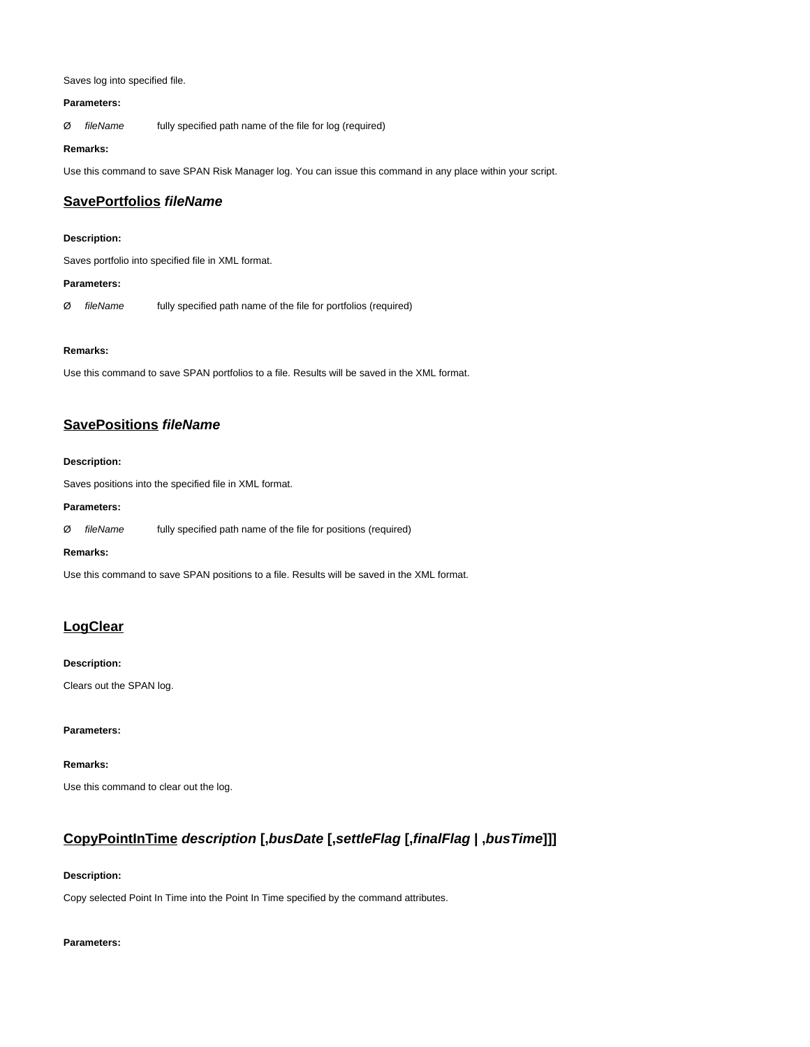Saves log into specified file.

**Parameters:**

- Ø *fileName* fully specified path name of the file for log (required)

**Remarks:**

Use this command to save SPAN Risk Manager log. You can issue this command in any place within your script.

## <u>SavePortfolios</u> ***fileName***

**Description:**

Saves portfolio into specified file in XML format.

**Parameters:**

- Ø *fileName* fully specified path name of the file for portfolios (required)

**Remarks:**

Use this command to save SPAN portfolios to a file. Results will be saved in the XML format.

## <u>SavePositions</u> ***fileName***

**Description:**

Saves positions into the specified file in XML format.

**Parameters:**

- Ø *fileName* fully specified path name of the file for positions (required)

**Remarks:**

Use this command to save SPAN positions to a file. Results will be saved in the XML format.

## <u>LogClear</u>

**Description:**

Clears out the SPAN log.

**Parameters:**

**Remarks:**

Use this command to clear out the log.

## <u>CopyPointInTime</u> ***description*** **[,*busDate* [,*settleFlag* [,*finalFlag* | ,*busTime*]]]**

**Description:**

Copy selected Point In Time into the Point In Time specified by the command attributes.

**Parameters:**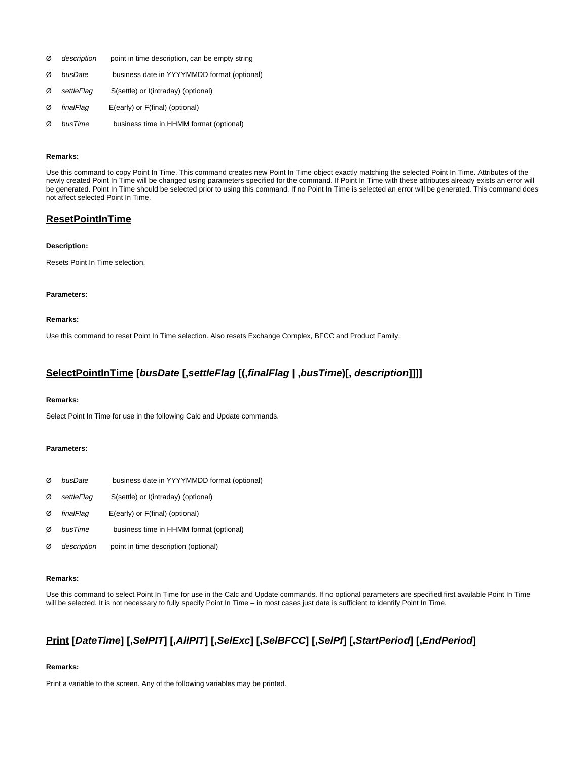- *description* point in time description, can be empty string
- *busDate* business date in YYYYMMDD format (optional)
- *settleFlag* S(settle) or I(intraday) (optional)
- *finalFlag* E(early) or F(final) (optional)
- *busTime* business time in HHMM format (optional)

**Remarks:**

Use this command to copy Point In Time. This command creates new Point In Time object exactly matching the selected Point In Time. Attributes of the newly created Point In Time will be changed using parameters specified for the command. If Point In Time with these attributes already exists an error will be generated. Point In Time should be selected prior to using this command. If no Point In Time is selected an error will be generated. This command does not affect selected Point In Time.

## ResetPointInTime

**Description:**

Resets Point In Time selection.

**Parameters:**

**Remarks:**

Use this command to reset Point In Time selection. Also resets Exchange Complex, BFCC and Product Family.

## SelectPointInTime [*busDate* [,*settleFlag* [(,*finalFlag* | ,*busTime*)[, *description*]]]]

**Remarks:**

Select Point In Time for use in the following Calc and Update commands.

**Parameters:**

- *busDate* business date in YYYYMMDD format (optional)
- *settleFlag* S(settle) or I(intraday) (optional)
- *finalFlag* E(early) or F(final) (optional)
- *busTime* business time in HHMM format (optional)
- *description* point in time description (optional)

**Remarks:**

Use this command to select Point In Time for use in the Calc and Update commands. If no optional parameters are specified first available Point In Time will be selected. It is not necessary to fully specify Point In Time – in most cases just date is sufficient to identify Point In Time.

## Print [*DateTime*] [,*SelPIT*] [,*AllPIT*] [,*SelExc*] [,*SelBFCC*] [,*SelPf*] [,*StartPeriod*] [,*EndPeriod*]

**Remarks:**

Print a variable to the screen. Any of the following variables may be printed.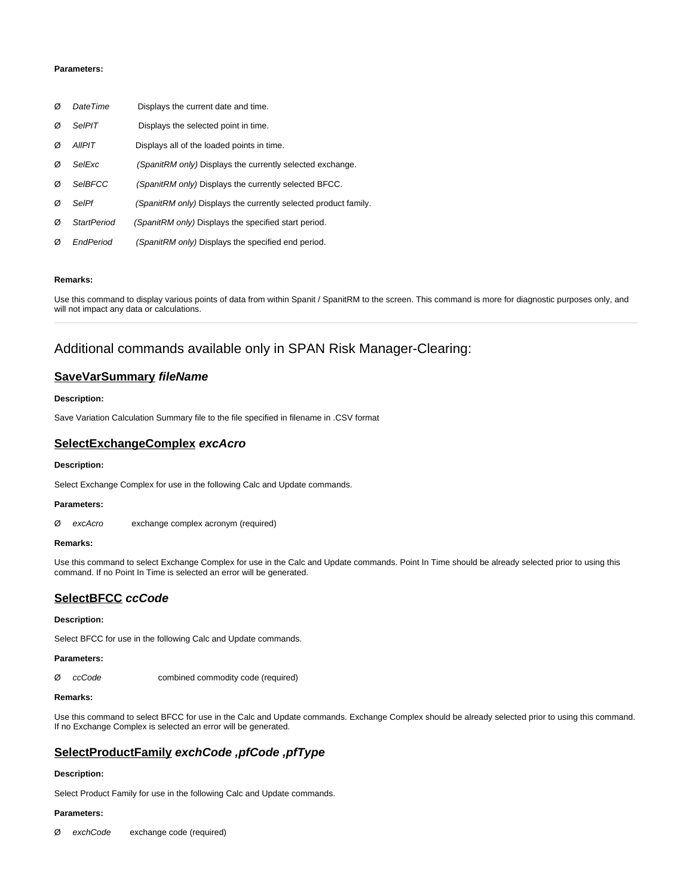**Parameters:**

- *DateTime* Displays the current date and time.
- *SelPIT* Displays the selected point in time.
- *AllPIT* Displays all of the loaded points in time.
- *SelExc* *(SpanitRM only)* Displays the currently selected exchange.
- *SelBFCC* *(SpanitRM only)* Displays the currently selected BFCC.
- *SelPf* *(SpanitRM only)* Displays the currently selected product family.
- *StartPeriod* *(SpanitRM only)* Displays the specified start period.
- *EndPeriod* *(SpanitRM only)* Displays the specified end period.

**Remarks:**

Use this command to display various points of data from within Spanit / SpanitRM to the screen. This command is more for diagnostic purposes only, and will not impact any data or calculations.

---

## Additional commands available only in SPAN Risk Manager-Clearing:

### SaveVarSummary *fileName*

**Description:**

Save Variation Calculation Summary file to the file specified in filename in .CSV format

### SelectExchangeComplex *excAcro*

**Description:**

Select Exchange Complex for use in the following Calc and Update commands.

**Parameters:**

- *excAcro* exchange complex acronym (required)

**Remarks:**

Use this command to select Exchange Complex for use in the Calc and Update commands. Point In Time should be already selected prior to using this command. If no Point In Time is selected an error will be generated.

### SelectBFCC *ccCode*

**Description:**

Select BFCC for use in the following Calc and Update commands.

**Parameters:**

- *ccCode* combined commodity code (required)

**Remarks:**

Use this command to select BFCC for use in the Calc and Update commands. Exchange Complex should be already selected prior to using this command. If no Exchange Complex is selected an error will be generated.

### SelectProductFamily *exchCode ,pfCode ,pfType*

**Description:**

Select Product Family for use in the following Calc and Update commands.

**Parameters:**

- *exchCode* exchange code (required)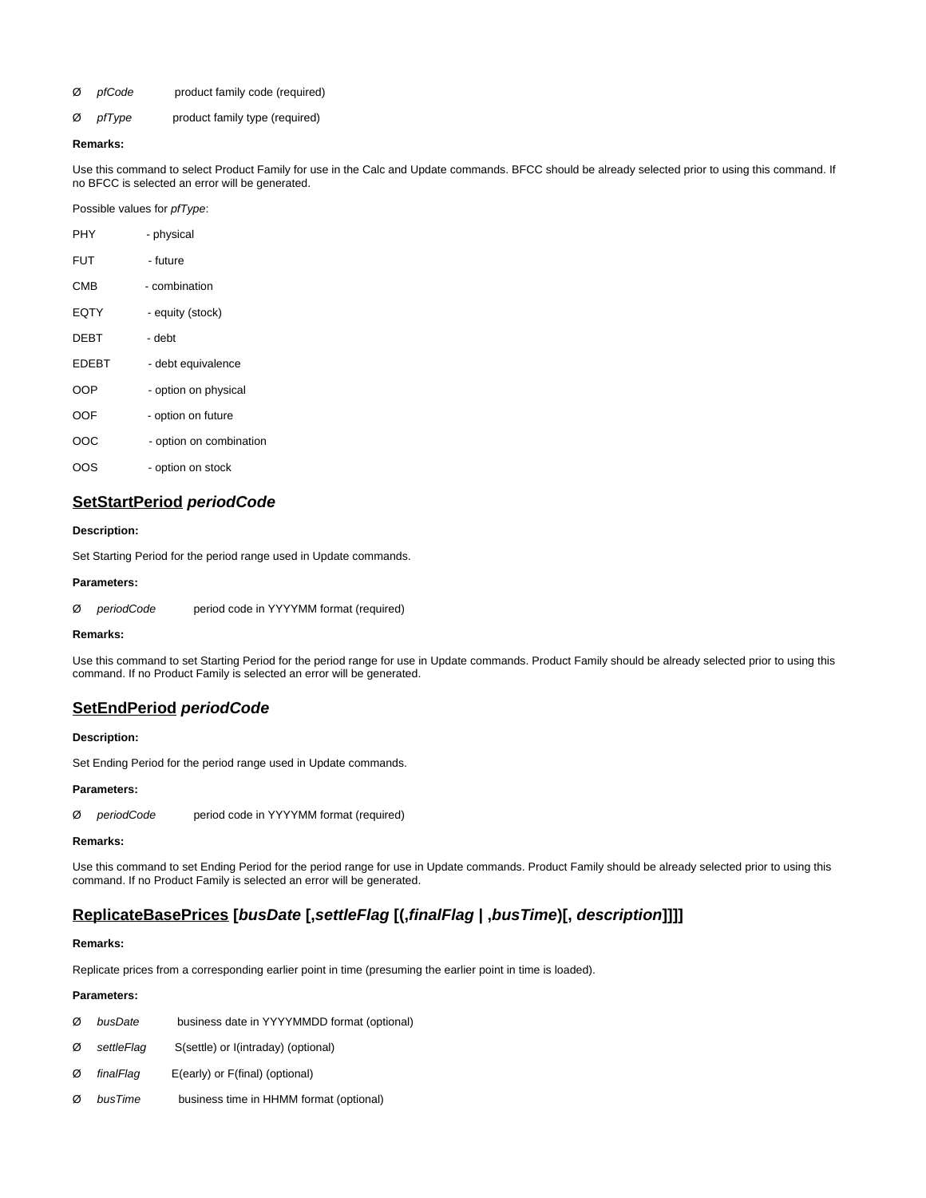- *pfCode* product family code (required)
- *pfType* product family type (required)

**Remarks:**

Use this command to select Product Family for use in the Calc and Update commands. BFCC should be already selected prior to using this command. If no BFCC is selected an error will be generated.

Possible values for *pfType*:

PHY - physical

FUT - future

CMB - combination

EQTY - equity (stock)

DEBT - debt

EDEBT - debt equivalence

OOP - option on physical

OOF - option on future

OOC - option on combination

OOS - option on stock

## SetStartPeriod *periodCode*

**Description:**

Set Starting Period for the period range used in Update commands.

**Parameters:**

- *periodCode* period code in YYYYMM format (required)

**Remarks:**

Use this command to set Starting Period for the period range for use in Update commands. Product Family should be already selected prior to using this command. If no Product Family is selected an error will be generated.

## SetEndPeriod *periodCode*

**Description:**

Set Ending Period for the period range used in Update commands.

**Parameters:**

- *periodCode* period code in YYYYMM format (required)

**Remarks:**

Use this command to set Ending Period for the period range for use in Update commands. Product Family should be already selected prior to using this command. If no Product Family is selected an error will be generated.

## ReplicateBasePrices [*busDate* [,*settleFlag* [(,*finalFlag* | ,*busTime*)[, *description*]]]]

**Remarks:**

Replicate prices from a corresponding earlier point in time (presuming the earlier point in time is loaded).

**Parameters:**

- *busDate* business date in YYYYMMDD format (optional)
- *settleFlag* S(settle) or I(intraday) (optional)
- *finalFlag* E(early) or F(final) (optional)
- *busTime* business time in HHMM format (optional)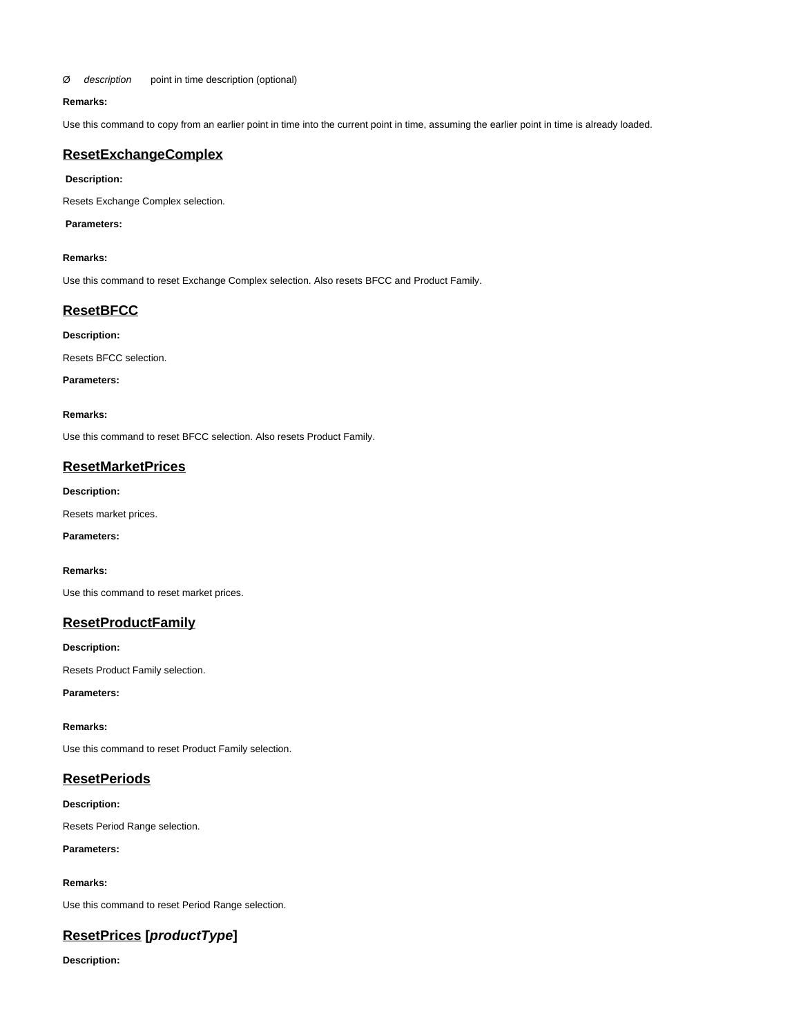Ø *description* point in time description (optional)

**Remarks:**

Use this command to copy from an earlier point in time into the current point in time, assuming the earlier point in time is already loaded.

## ResetExchangeComplex

**Description:**

Resets Exchange Complex selection.

**Parameters:**

**Remarks:**

Use this command to reset Exchange Complex selection. Also resets BFCC and Product Family.

## ResetBFCC

**Description:**

Resets BFCC selection.

**Parameters:**

**Remarks:**

Use this command to reset BFCC selection. Also resets Product Family.

## ResetMarketPrices

**Description:**

Resets market prices.

**Parameters:**

**Remarks:**

Use this command to reset market prices.

## ResetProductFamily

**Description:**

Resets Product Family selection.

**Parameters:**

**Remarks:**

Use this command to reset Product Family selection.

## ResetPeriods

**Description:**

Resets Period Range selection.

**Parameters:**

**Remarks:**

Use this command to reset Period Range selection.

## ResetPrices [*productType*]

**Description:**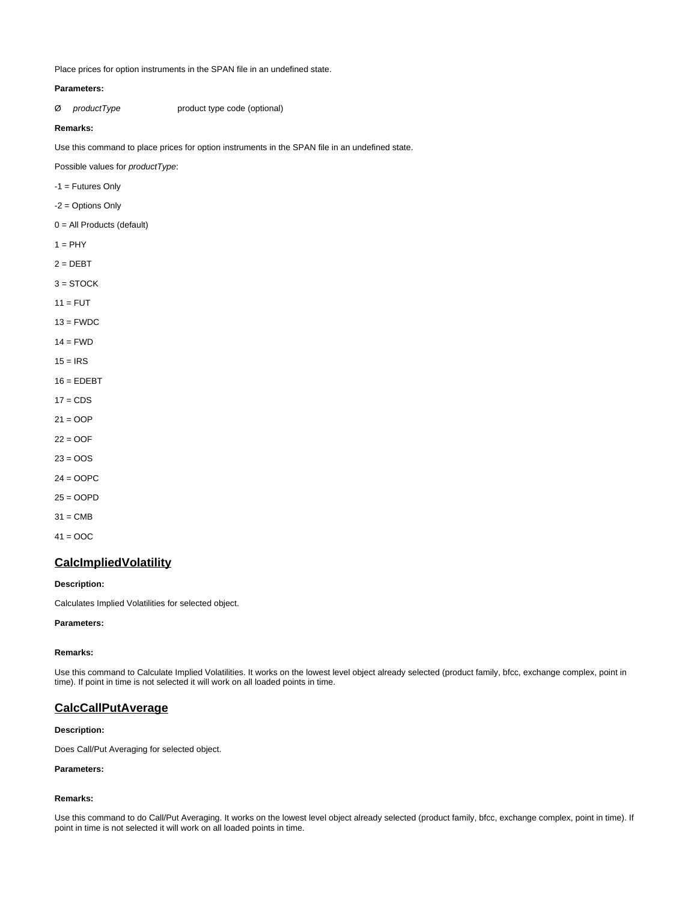Place prices for option instruments in the SPAN file in an undefined state.

**Parameters:**

Ø *productType* product type code (optional)

**Remarks:**

Use this command to place prices for option instruments in the SPAN file in an undefined state.

Possible values for *productType*:

-1 = Futures Only

-2 = Options Only

0 = All Products (default)

1 = PHY

2 = DEBT

3 = STOCK

11 = FUT

13 = FWDC

14 = FWD

15 = IRS

16 = EDEBT

17 = CDS

21 = OOP

22 = OOF

23 = OOS

24 = OOPC

25 = OOPD

31 = CMB

41 = OOC

## CalcImpliedVolatility

**Description:**

Calculates Implied Volatilities for selected object.

**Parameters:**

**Remarks:**

Use this command to Calculate Implied Volatilities. It works on the lowest level object already selected (product family, bfcc, exchange complex, point in time). If point in time is not selected it will work on all loaded points in time.

## CalcCallPutAverage

**Description:**

Does Call/Put Averaging for selected object.

**Parameters:**

**Remarks:**

Use this command to do Call/Put Averaging. It works on the lowest level object already selected (product family, bfcc, exchange complex, point in time). If point in time is not selected it will work on all loaded points in time.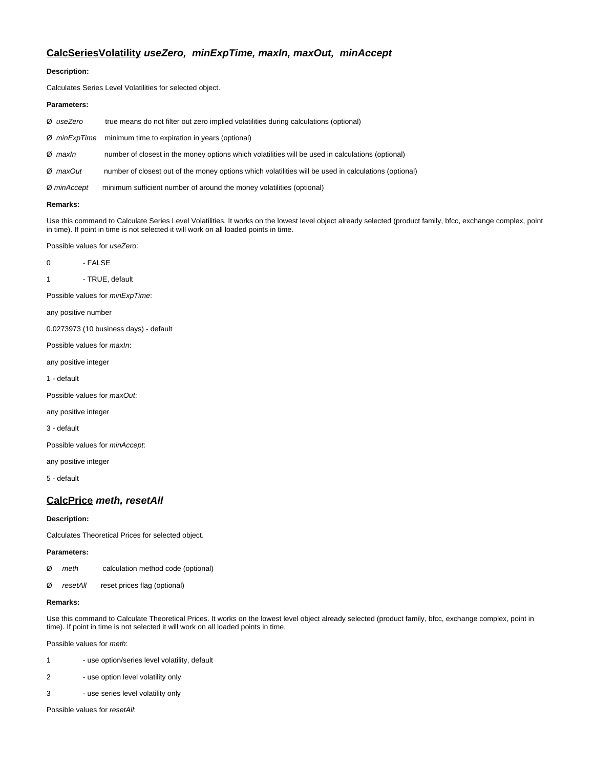## <u>CalcSeriesVolatility</u> *useZero, minExpTime, maxIn, maxOut, minAccept*

**Description:**

Calculates Series Level Volatilities for selected object.

**Parameters:**

- *useZero* true means do not filter out zero implied volatilities during calculations (optional)
- *minExpTime* minimum time to expiration in years (optional)
- *maxIn* number of closest in the money options which volatilities will be used in calculations (optional)
- *maxOut* number of closest out of the money options which volatilities will be used in calculations (optional)
- *minAccept* minimum sufficient number of around the money volatilities (optional)

**Remarks:**

Use this command to Calculate Series Level Volatilities. It works on the lowest level object already selected (product family, bfcc, exchange complex, point in time). If point in time is not selected it will work on all loaded points in time.

Possible values for *useZero*:

0 - FALSE

1 - TRUE, default

Possible values for *minExpTime*:

any positive number

0.0273973 (10 business days) - default

Possible values for *maxIn*:

any positive integer

1 - default

Possible values for *maxOut*:

any positive integer

3 - default

Possible values for *minAccept*:

any positive integer

5 - default

## <u>CalcPrice</u> *meth, resetAll*

**Description:**

Calculates Theoretical Prices for selected object.

**Parameters:**

- *meth* calculation method code (optional)
- *resetAll* reset prices flag (optional)

**Remarks:**

Use this command to Calculate Theoretical Prices. It works on the lowest level object already selected (product family, bfcc, exchange complex, point in time). If point in time is not selected it will work on all loaded points in time.

Possible values for *meth*:

1 - use option/series level volatility, default

2 - use option level volatility only

3 - use series level volatility only

Possible values for *resetAll*: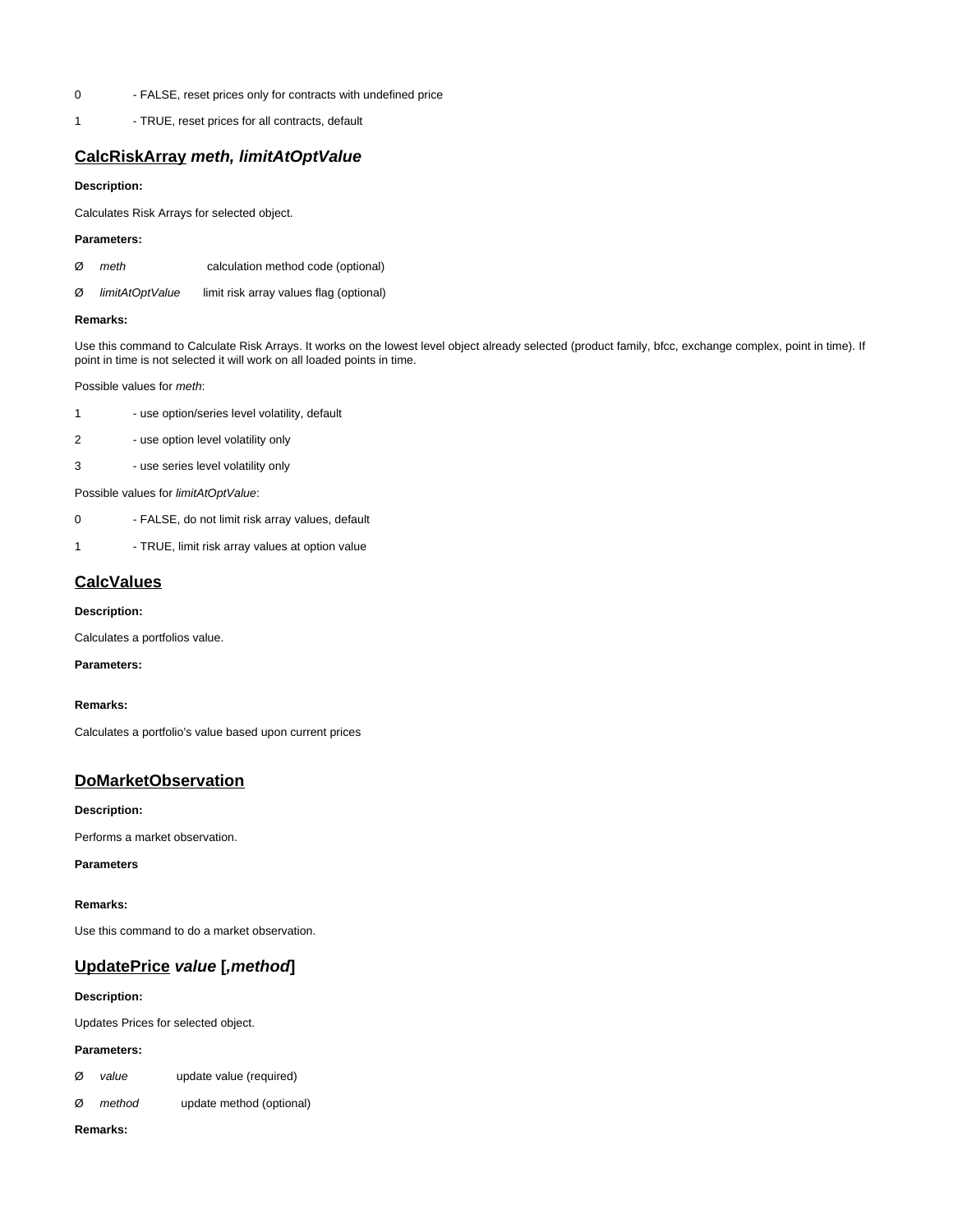0 - FALSE, reset prices only for contracts with undefined price

1 - TRUE, reset prices for all contracts, default

## <u>CalcRiskArray</u> ***meth, limitAtOptValue***

**Description:**

Calculates Risk Arrays for selected object.

**Parameters:**

- *meth* calculation method code (optional)
- *limitAtOptValue* limit risk array values flag (optional)

**Remarks:**

Use this command to Calculate Risk Arrays. It works on the lowest level object already selected (product family, bfcc, exchange complex, point in time). If point in time is not selected it will work on all loaded points in time.

Possible values for *meth*:

1 - use option/series level volatility, default

2 - use option level volatility only

3 - use series level volatility only

Possible values for *limitAtOptValue*:

0 - FALSE, do not limit risk array values, default

1 - TRUE, limit risk array values at option value

## <u>CalcValues</u>

**Description:**

Calculates a portfolios value.

**Parameters:**

**Remarks:**

Calculates a portfolio's value based upon current prices

## <u>DoMarketObservation</u>

**Description:**

Performs a market observation.

**Parameters**

**Remarks:**

Use this command to do a market observation.

## <u>UpdatePrice</u> ***value* [*,method*]**

**Description:**

Updates Prices for selected object.

**Parameters:**

- *value* update value (required)
- *method* update method (optional)

**Remarks:**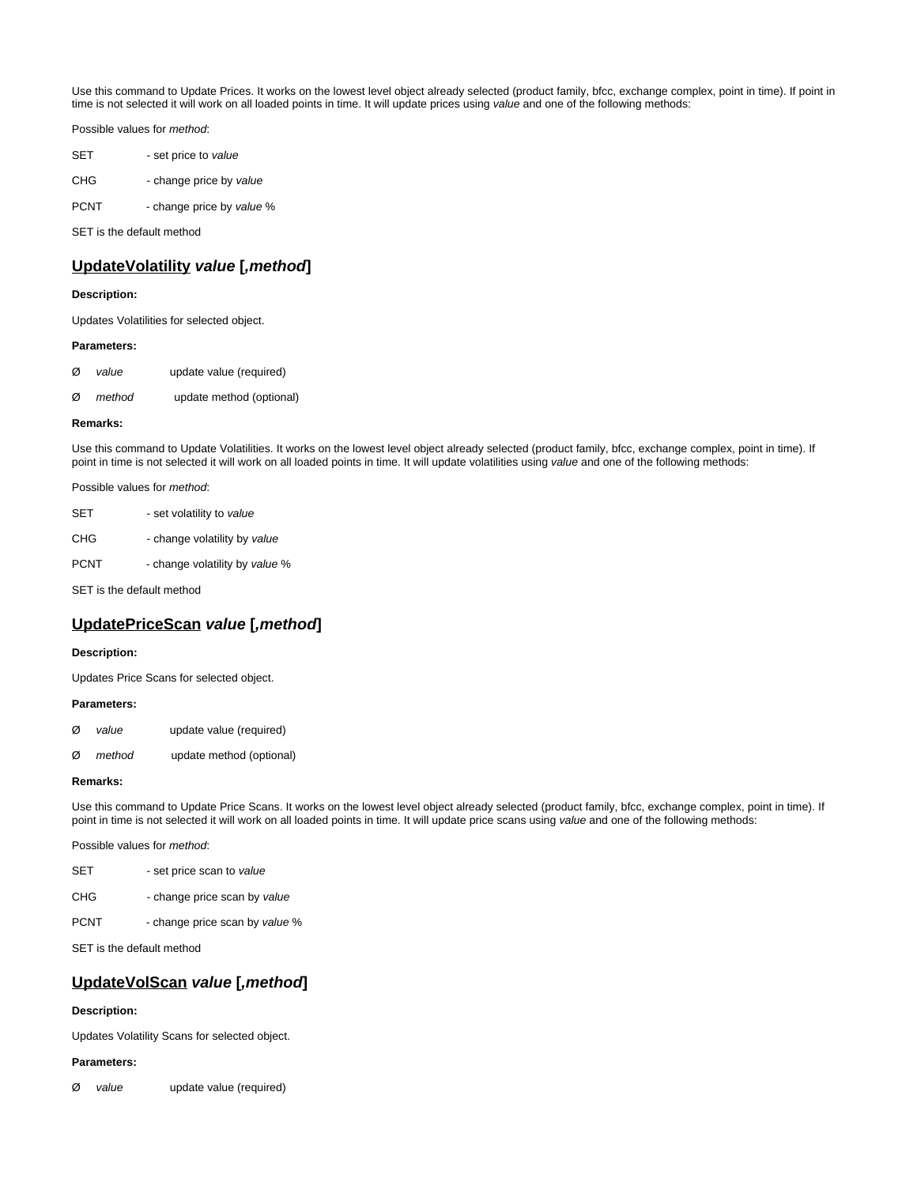Use this command to Update Prices. It works on the lowest level object already selected (product family, bfcc, exchange complex, point in time). If point in time is not selected it will work on all loaded points in time. It will update prices using *value* and one of the following methods:

Possible values for *method*:

SET - set price to *value*

CHG - change price by *value*

PCNT - change price by *value* %

SET is the default method

## UpdateVolatility *value* [,*method*]

**Description:**

Updates Volatilities for selected object.

**Parameters:**

- Ø *value* update value (required)
- Ø *method* update method (optional)

**Remarks:**

Use this command to Update Volatilities. It works on the lowest level object already selected (product family, bfcc, exchange complex, point in time). If point in time is not selected it will work on all loaded points in time. It will update volatilities using *value* and one of the following methods:

Possible values for *method*:

SET - set volatility to *value*

CHG - change volatility by *value*

PCNT - change volatility by *value* %

SET is the default method

## UpdatePriceScan *value* [,*method*]

**Description:**

Updates Price Scans for selected object.

**Parameters:**

- Ø *value* update value (required)
- Ø *method* update method (optional)

**Remarks:**

Use this command to Update Price Scans. It works on the lowest level object already selected (product family, bfcc, exchange complex, point in time). If point in time is not selected it will work on all loaded points in time. It will update price scans using *value* and one of the following methods:

Possible values for *method*:

SET - set price scan to *value*

CHG - change price scan by *value*

PCNT - change price scan by *value* %

SET is the default method

## UpdateVolScan *value* [,*method*]

**Description:**

Updates Volatility Scans for selected object.

**Parameters:**

- Ø *value* update value (required)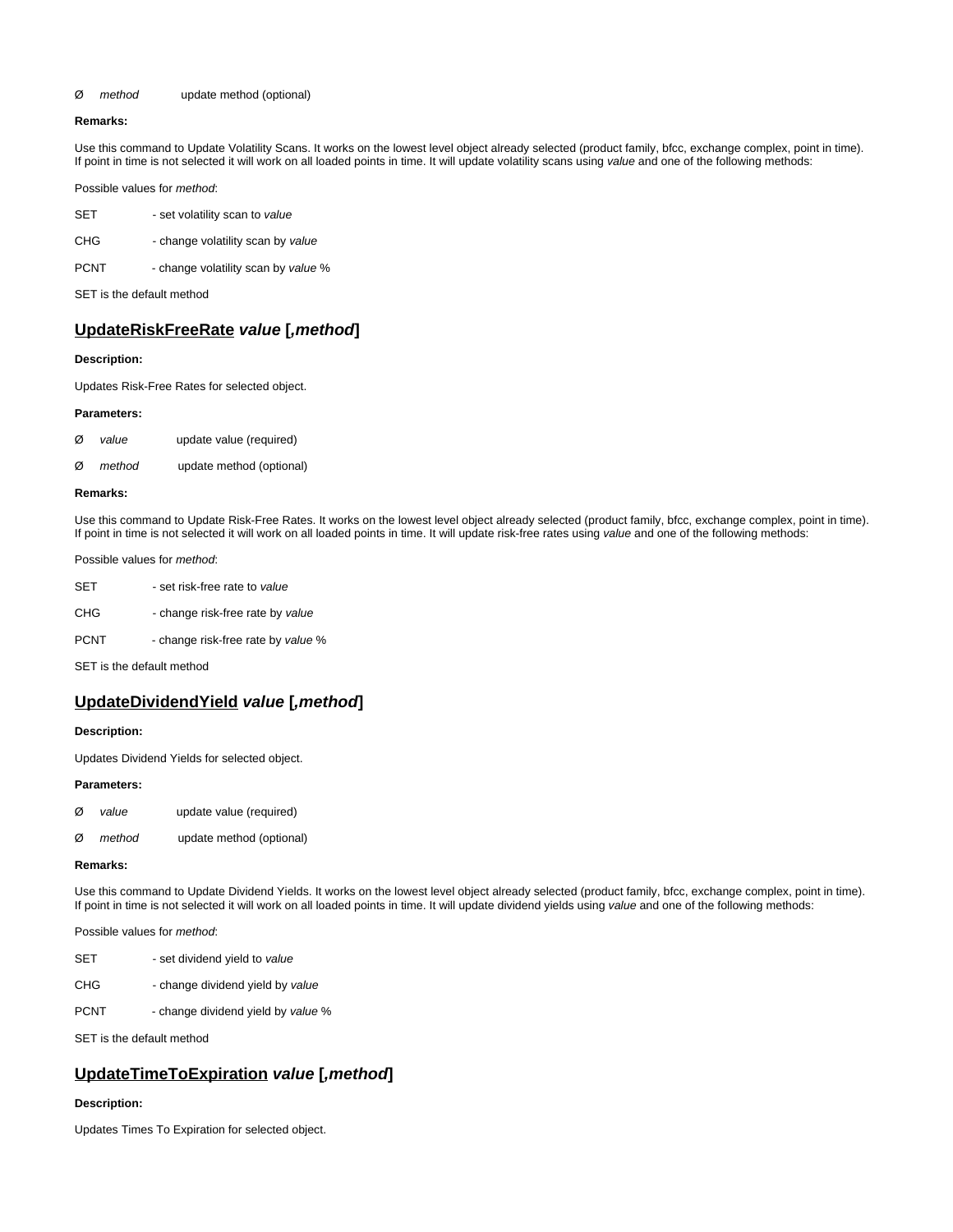- *method* update method (optional)

**Remarks:**

Use this command to Update Volatility Scans. It works on the lowest level object already selected (product family, bfcc, exchange complex, point in time). If point in time is not selected it will work on all loaded points in time. It will update volatility scans using *value* and one of the following methods:

Possible values for *method*:

SET - set volatility scan to *value*

CHG - change volatility scan by *value*

PCNT - change volatility scan by *value* %

SET is the default method

## **UpdateRiskFreeRate** ***value*** **[,*method*]**

**Description:**

Updates Risk-Free Rates for selected object.

**Parameters:**

- *value* update value (required)
- *method* update method (optional)

**Remarks:**

Use this command to Update Risk-Free Rates. It works on the lowest level object already selected (product family, bfcc, exchange complex, point in time). If point in time is not selected it will work on all loaded points in time. It will update risk-free rates using *value* and one of the following methods:

Possible values for *method*:

SET - set risk-free rate to *value*

CHG - change risk-free rate by *value*

PCNT - change risk-free rate by *value* %

SET is the default method

## **UpdateDividendYield** ***value*** **[,*method*]**

**Description:**

Updates Dividend Yields for selected object.

**Parameters:**

- *value* update value (required)
- *method* update method (optional)

**Remarks:**

Use this command to Update Dividend Yields. It works on the lowest level object already selected (product family, bfcc, exchange complex, point in time). If point in time is not selected it will work on all loaded points in time. It will update dividend yields using *value* and one of the following methods:

Possible values for *method*:

SET - set dividend yield to *value*

CHG - change dividend yield by *value*

PCNT - change dividend yield by *value* %

SET is the default method

## **UpdateTimeToExpiration** ***value*** **[,*method*]**

**Description:**

Updates Times To Expiration for selected object.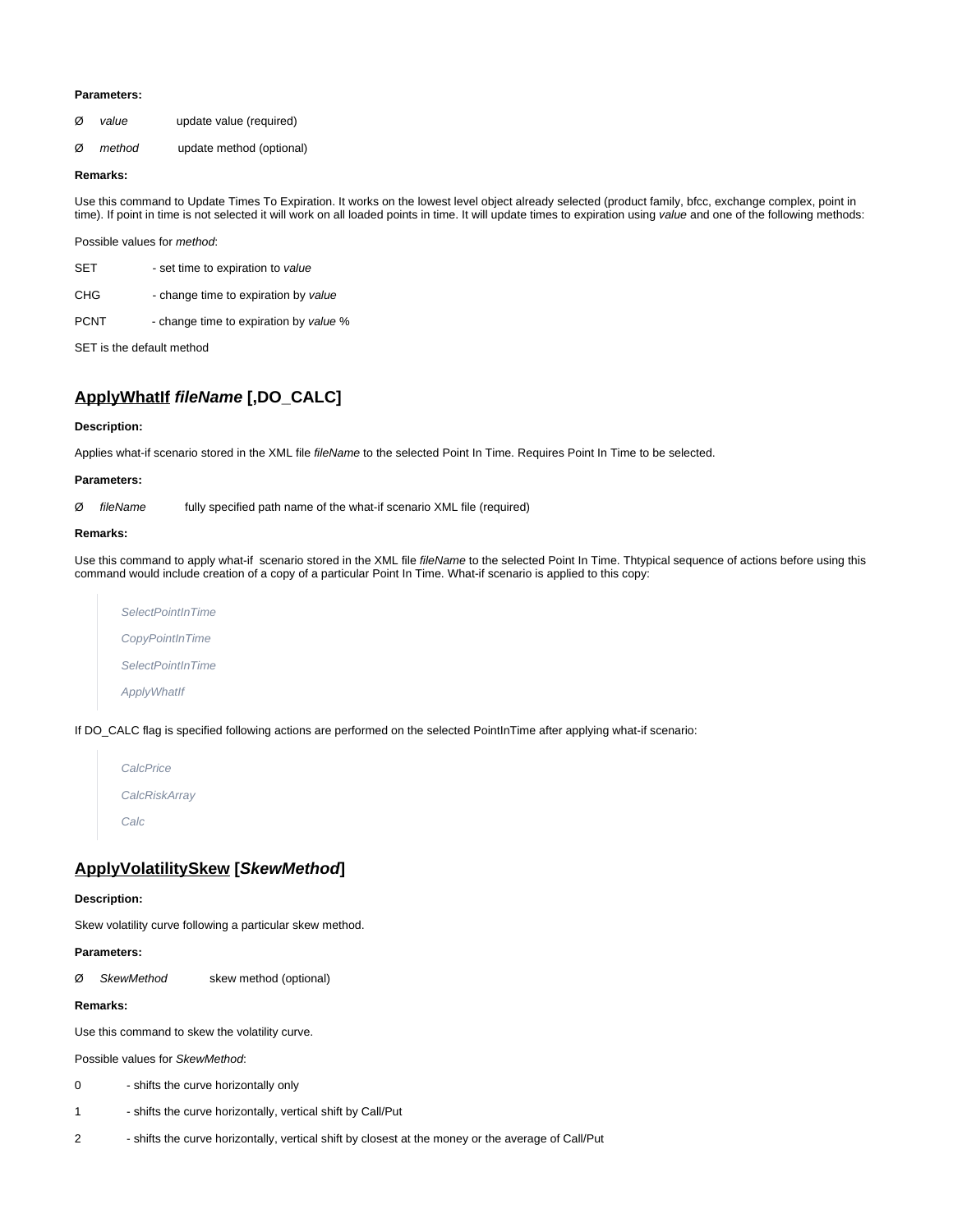**Parameters:**

Ø *value* update value (required)

Ø *method* update method (optional)

**Remarks:**

Use this command to Update Times To Expiration. It works on the lowest level object already selected (product family, bfcc, exchange complex, point in time). If point in time is not selected it will work on all loaded points in time. It will update times to expiration using *value* and one of the following methods:

Possible values for *method*:

SET - set time to expiration to *value*

CHG - change time to expiration by *value*

PCNT - change time to expiration by *value* %

SET is the default method

## <u>ApplyWhatIf</u> ***fileName* [,DO_CALC]**

**Description:**

Applies what-if scenario stored in the XML file *fileName* to the selected Point In Time. Requires Point In Time to be selected.

**Parameters:**

Ø *fileName* fully specified path name of the what-if scenario XML file (required)

**Remarks:**

Use this command to apply what-if scenario stored in the XML file *fileName* to the selected Point In Time. Thtypical sequence of actions before using this command would include creation of a copy of a particular Point In Time. What-if scenario is applied to this copy:

> *SelectPointInTime*
>
> *CopyPointInTime*
>
> *SelectPointInTime*
>
> *ApplyWhatIf*

If DO_CALC flag is specified following actions are performed on the selected PointInTime after applying what-if scenario:

> *CalcPrice*
>
> *CalcRiskArray*
>
> *Calc*

## <u>ApplyVolatilitySkew</u> **[*SkewMethod*]**

**Description:**

Skew volatility curve following a particular skew method.

**Parameters:**

Ø *SkewMethod* skew method (optional)

**Remarks:**

Use this command to skew the volatility curve.

Possible values for *SkewMethod*:

0 - shifts the curve horizontally only

1 - shifts the curve horizontally, vertical shift by Call/Put

2 - shifts the curve horizontally, vertical shift by closest at the money or the average of Call/Put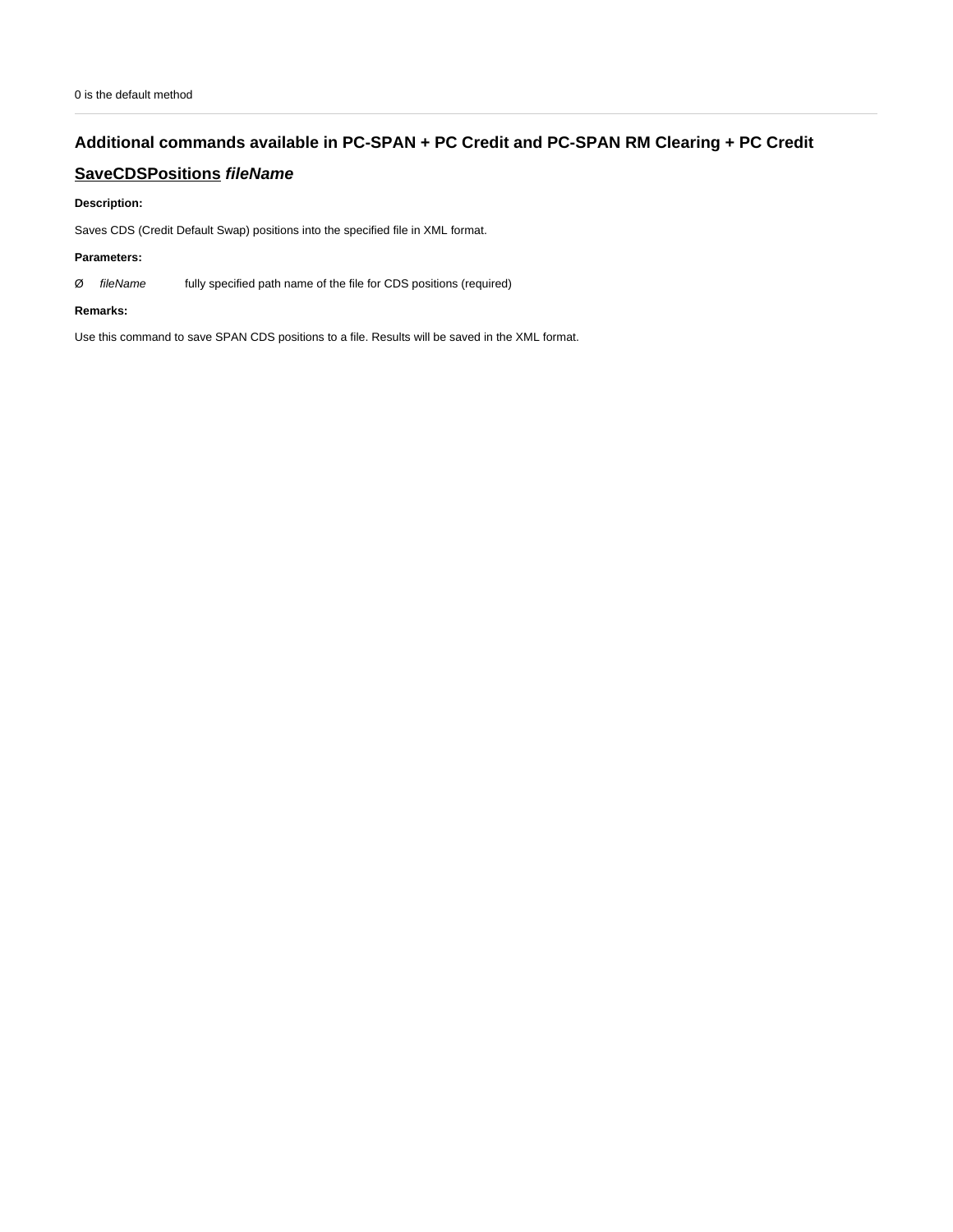0 is the default method

---

## Additional commands available in PC-SPAN + PC Credit and PC-SPAN RM Clearing + PC Credit

### SaveCDSPositions *fileName*

**Description:**

Saves CDS (Credit Default Swap) positions into the specified file in XML format.

**Parameters:**

- *fileName* fully specified path name of the file for CDS positions (required)

**Remarks:**

Use this command to save SPAN CDS positions to a file. Results will be saved in the XML format.